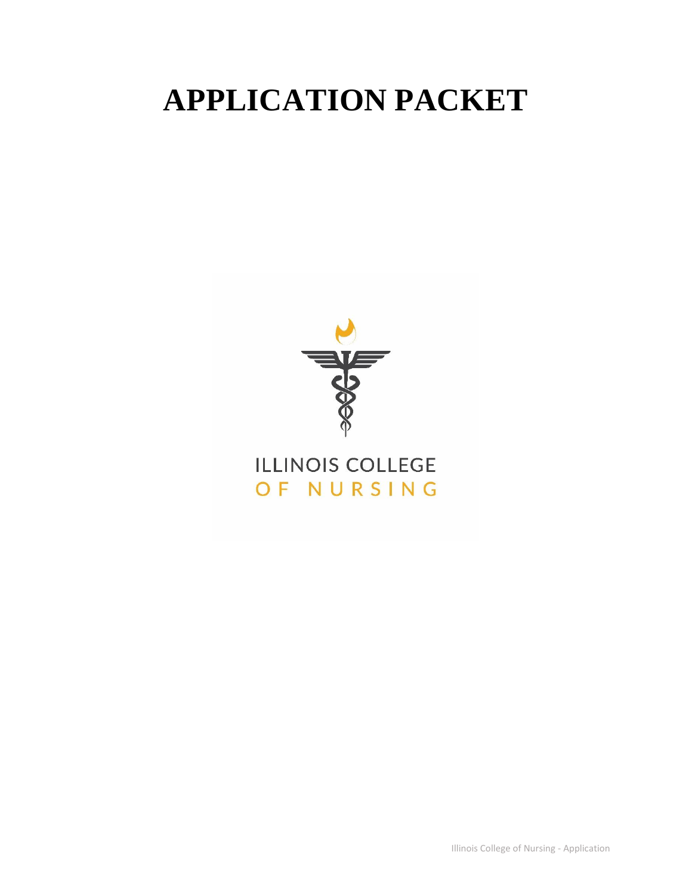# APPLICATION PACKET

ILLINOIS COLLEGE
OF NURSING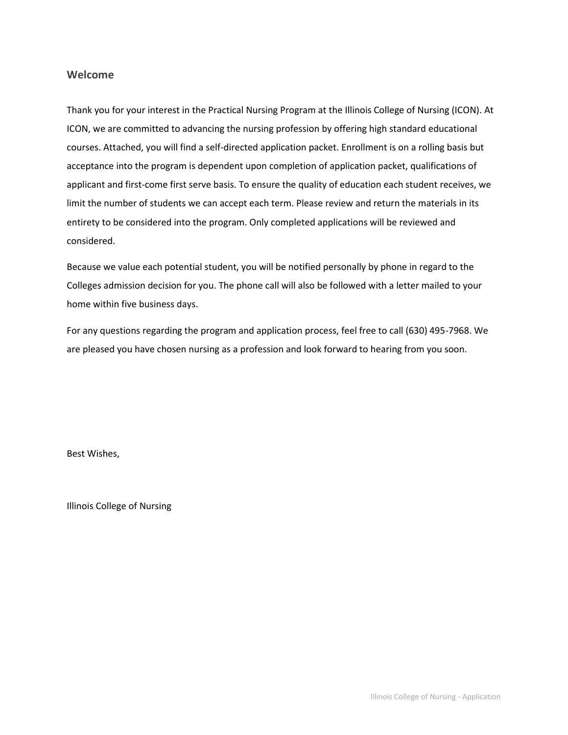## Welcome

Thank you for your interest in the Practical Nursing Program at the Illinois College of Nursing (ICON). At ICON, we are committed to advancing the nursing profession by offering high standard educational courses. Attached, you will find a self-directed application packet. Enrollment is on a rolling basis but acceptance into the program is dependent upon completion of application packet, qualifications of applicant and first-come first serve basis. To ensure the quality of education each student receives, we limit the number of students we can accept each term. Please review and return the materials in its entirety to be considered into the program. Only completed applications will be reviewed and considered.

Because we value each potential student, you will be notified personally by phone in regard to the Colleges admission decision for you. The phone call will also be followed with a letter mailed to your home within five business days.

For any questions regarding the program and application process, feel free to call (630) 495-7968. We are pleased you have chosen nursing as a profession and look forward to hearing from you soon.

Best Wishes,

Illinois College of Nursing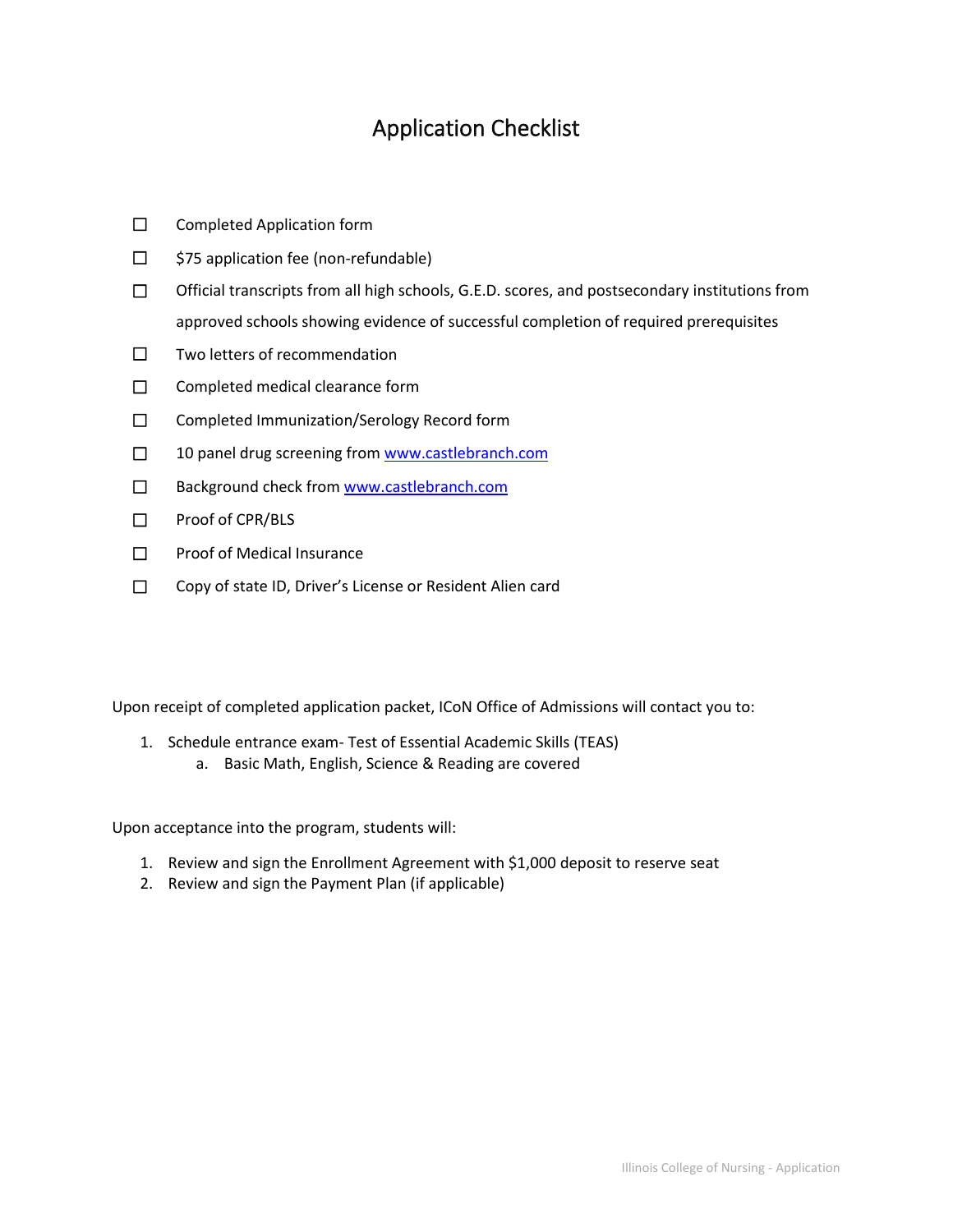# Application Checklist

- ☐ Completed Application form
- ☐ $75 application fee (non-refundable)
- ☐ Official transcripts from all high schools, G.E.D. scores, and postsecondary institutions from approved schools showing evidence of successful completion of required prerequisites
- ☐ Two letters of recommendation
- ☐ Completed medical clearance form
- ☐ Completed Immunization/Serology Record form
- ☐ 10 panel drug screening from www.castlebranch.com
- ☐ Background check from www.castlebranch.com
- ☐ Proof of CPR/BLS
- ☐ Proof of Medical Insurance
- ☐ Copy of state ID, Driver's License or Resident Alien card

Upon receipt of completed application packet, ICoN Office of Admissions will contact you to:

1. Schedule entrance exam- Test of Essential Academic Skills (TEAS)
   a. Basic Math, English, Science & Reading are covered

Upon acceptance into the program, students will:

1. Review and sign the Enrollment Agreement with $1,000 deposit to reserve seat
2. Review and sign the Payment Plan (if applicable)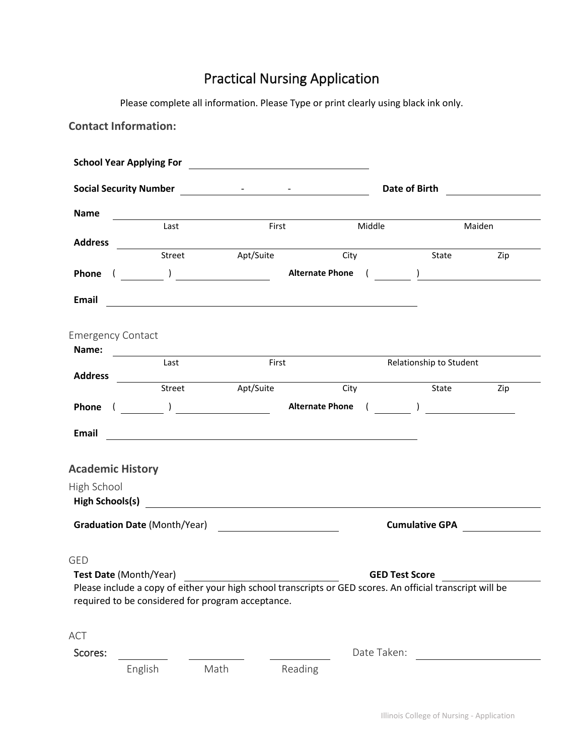# Practical Nursing Application

Please complete all information. Please Type or print clearly using black ink only.

## Contact Information:

**School Year Applying For** ______________________

**Social Security Number** ______ - ______ - ______ **Date of Birth** ______________

**Name** ____________________________________________
Last First Middle Maiden

**Address** ____________________________________________
Street Apt/Suite City State Zip

**Phone** ( ______ ) ____________ **Alternate Phone** ( ______ ) ____________

**Email** ____________________________________________

Emergency Contact

**Name:** ____________________________________________
Last First Relationship to Student

**Address** ____________________________________________
Street Apt/Suite City State Zip

**Phone** ( ______ ) ____________ **Alternate Phone** ( ______ ) ____________

**Email** ____________________________________________

## Academic History

High School

**High Schools(s)** ____________________________________________

**Graduation Date** (Month/Year) ______________ **Cumulative GPA** ______________

GED

**Test Date** (Month/Year) ______________ **GED Test Score** ______________

Please include a copy of either your high school transcripts or GED scores. An official transcript will be required to be considered for program acceptance.

ACT

Scores: ________ ________ ________ Date Taken: ______________
English Math Reading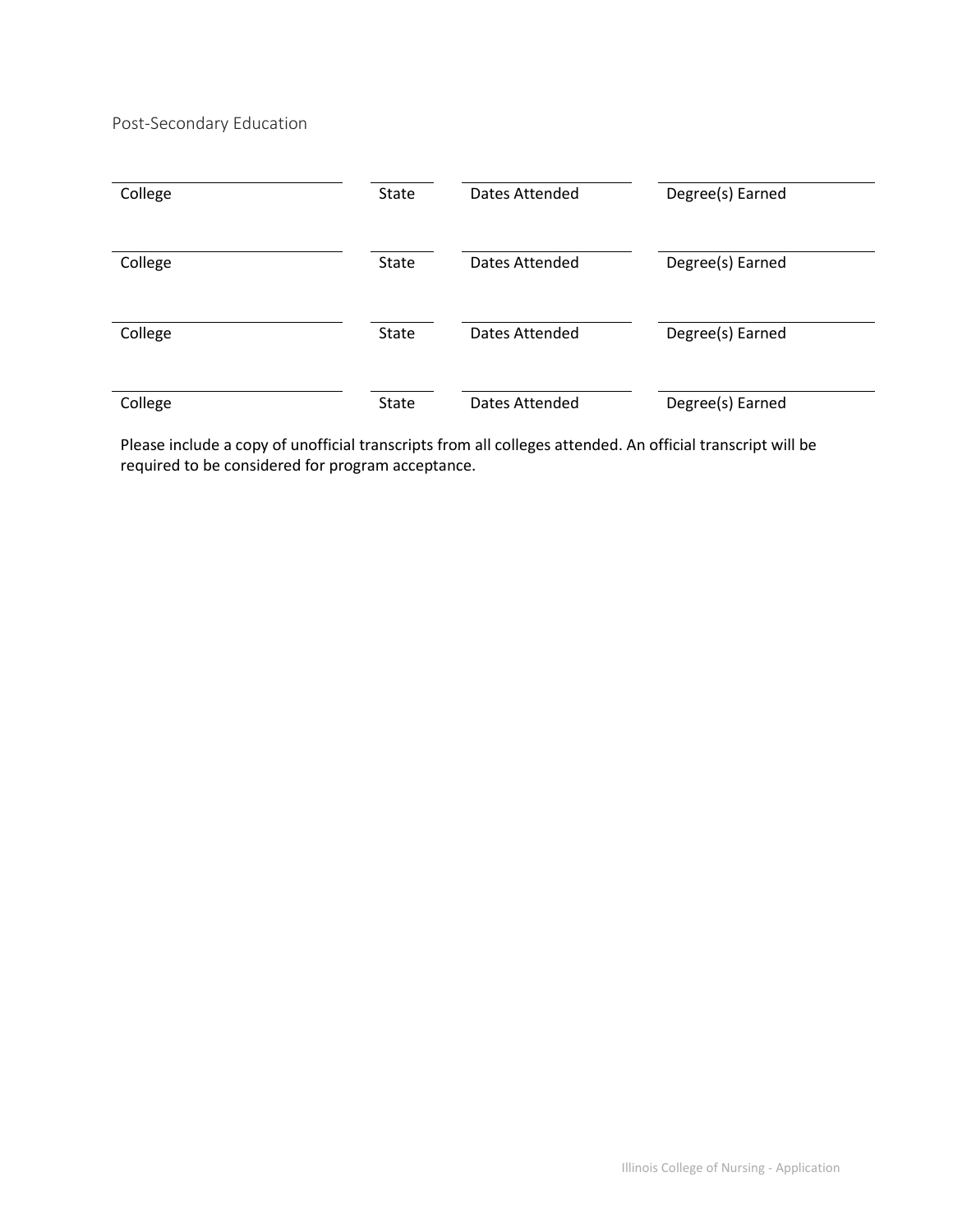## Post-Secondary Education

| College | State | Dates Attended | Degree(s) Earned |
|---|---|---|---|
| College | State | Dates Attended | Degree(s) Earned |
| College | State | Dates Attended | Degree(s) Earned |
| College | State | Dates Attended | Degree(s) Earned |

Please include a copy of unofficial transcripts from all colleges attended. An official transcript will be required to be considered for program acceptance.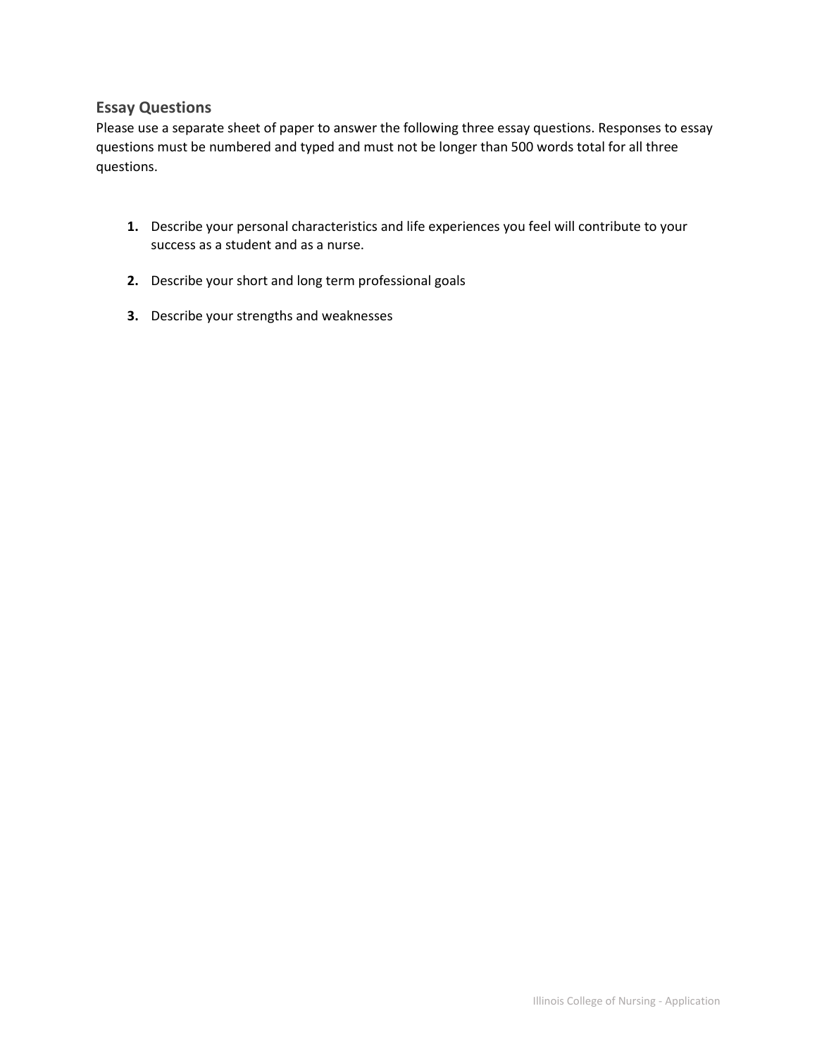## Essay Questions

Please use a separate sheet of paper to answer the following three essay questions. Responses to essay questions must be numbered and typed and must not be longer than 500 words total for all three questions.

1. Describe your personal characteristics and life experiences you feel will contribute to your success as a student and as a nurse.

2. Describe your short and long term professional goals

3. Describe your strengths and weaknesses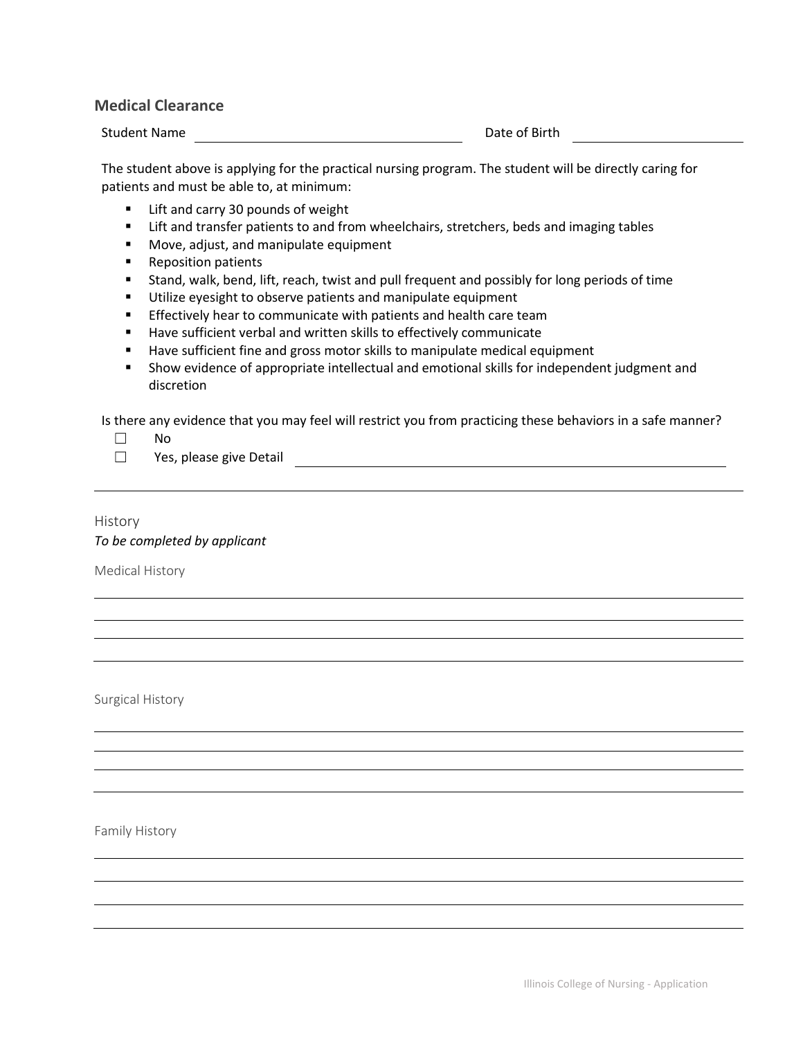## Medical Clearance

Student Name ______________________________ Date of Birth ____________________

The student above is applying for the practical nursing program. The student will be directly caring for patients and must be able to, at minimum:

- Lift and carry 30 pounds of weight
- Lift and transfer patients to and from wheelchairs, stretchers, beds and imaging tables
- Move, adjust, and manipulate equipment
- Reposition patients
- Stand, walk, bend, lift, reach, twist and pull frequent and possibly for long periods of time
- Utilize eyesight to observe patients and manipulate equipment
- Effectively hear to communicate with patients and health care team
- Have sufficient verbal and written skills to effectively communicate
- Have sufficient fine and gross motor skills to manipulate medical equipment
- Show evidence of appropriate intellectual and emotional skills for independent judgment and discretion

Is there any evidence that you may feel will restrict you from practicing these behaviors in a safe manner?

☐ No

☐ Yes, please give Detail ______________________________

______________________________________________________________________

### History

*To be completed by applicant*

Medical History

______________________________________________________________________

______________________________________________________________________

______________________________________________________________________

______________________________________________________________________

Surgical History

______________________________________________________________________

______________________________________________________________________

______________________________________________________________________

______________________________________________________________________

Family History

______________________________________________________________________

______________________________________________________________________

______________________________________________________________________

______________________________________________________________________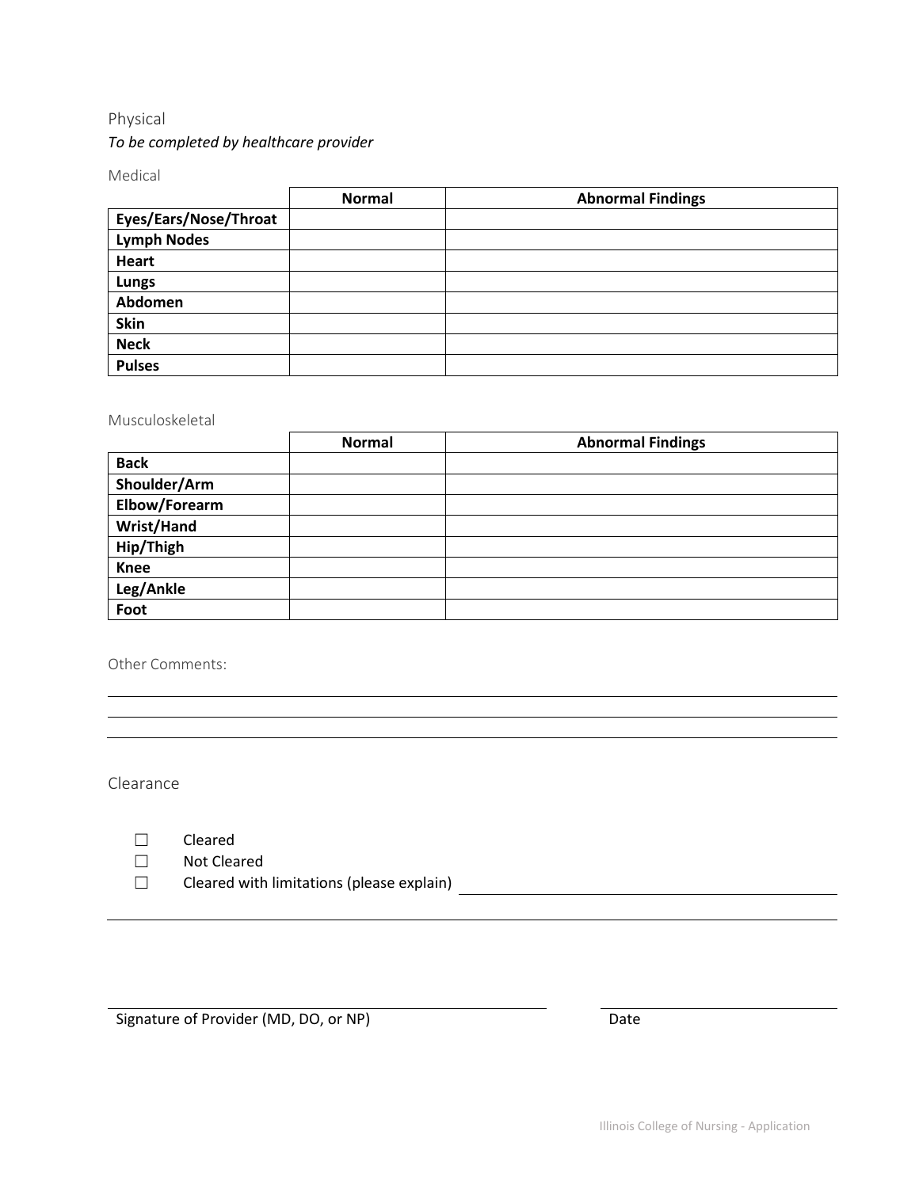## Physical

*To be completed by healthcare provider*

### Medical

| | Normal | Abnormal Findings |
|---|---|---|
| **Eyes/Ears/Nose/Throat** | | |
| **Lymph Nodes** | | |
| **Heart** | | |
| **Lungs** | | |
| **Abdomen** | | |
| **Skin** | | |
| **Neck** | | |
| **Pulses** | | |

### Musculoskeletal

| | Normal | Abnormal Findings |
|---|---|---|
| **Back** | | |
| **Shoulder/Arm** | | |
| **Elbow/Forearm** | | |
| **Wrist/Hand** | | |
| **Hip/Thigh** | | |
| **Knee** | | |
| **Leg/Ankle** | | |
| **Foot** | | |

Other Comments:

______________________________________________________________________

______________________________________________________________________

______________________________________________________________________

### Clearance

☐ Cleared

☐ Not Cleared

☐ Cleared with limitations (please explain) ______________________________

______________________________________________________________________

______________________________ ______________________________

Signature of Provider (MD, DO, or NP) Date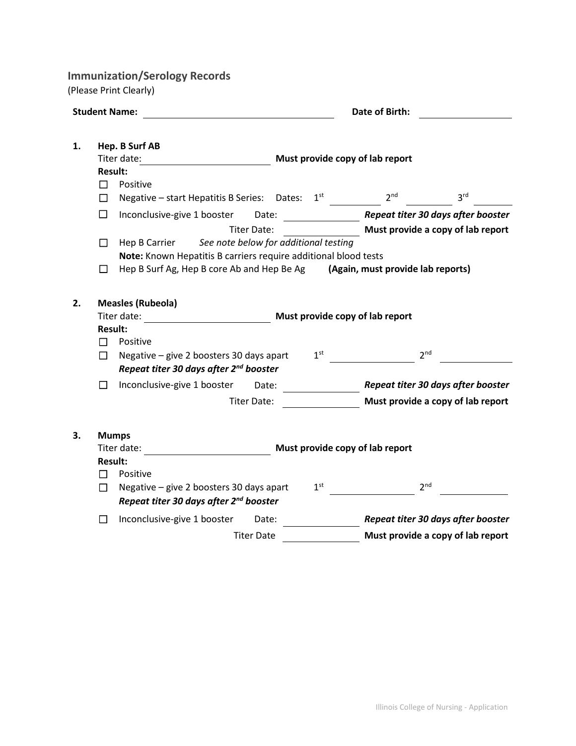## Immunization/Serology Records

(Please Print Clearly)

**Student Name:** ______________________________ **Date of Birth:** ______________

1. **Hep. B Surf AB**

   Titer date: ______________________ **Must provide copy of lab report**

   **Result:**

   ☐ Positive

   ☐ Negative – start Hepatitis B Series: Dates: 1st __________ 2nd __________ 3rd __________

   ☐ Inconclusive-give 1 booster Date: ______________ ***Repeat titer 30 days after booster***

   Titer Date: ______________ **Must provide a copy of lab report**

   ☐ Hep B Carrier *See note below for additional testing*

   **Note:** Known Hepatitis B carriers require additional blood tests

   ☐ Hep B Surf Ag, Hep B core Ab and Hep Be Ag **(Again, must provide lab reports)**

2. **Measles (Rubeola)**

   Titer date: ______________________ **Must provide copy of lab report**

   **Result:**

   ☐ Positive

   ☐ Negative – give 2 boosters 30 days apart 1st ______________ 2nd ______________

   ***Repeat titer 30 days after 2nd booster***

   ☐ Inconclusive-give 1 booster Date: ______________ ***Repeat titer 30 days after booster***

   Titer Date: ______________ **Must provide a copy of lab report**

3. **Mumps**

   Titer date: ______________________ **Must provide copy of lab report**

   **Result:**

   ☐ Positive

   ☐ Negative – give 2 boosters 30 days apart 1st ______________ 2nd ______________

   ***Repeat titer 30 days after 2nd booster***

   ☐ Inconclusive-give 1 booster Date: ______________ ***Repeat titer 30 days after booster***

   Titer Date ______________ **Must provide a copy of lab report**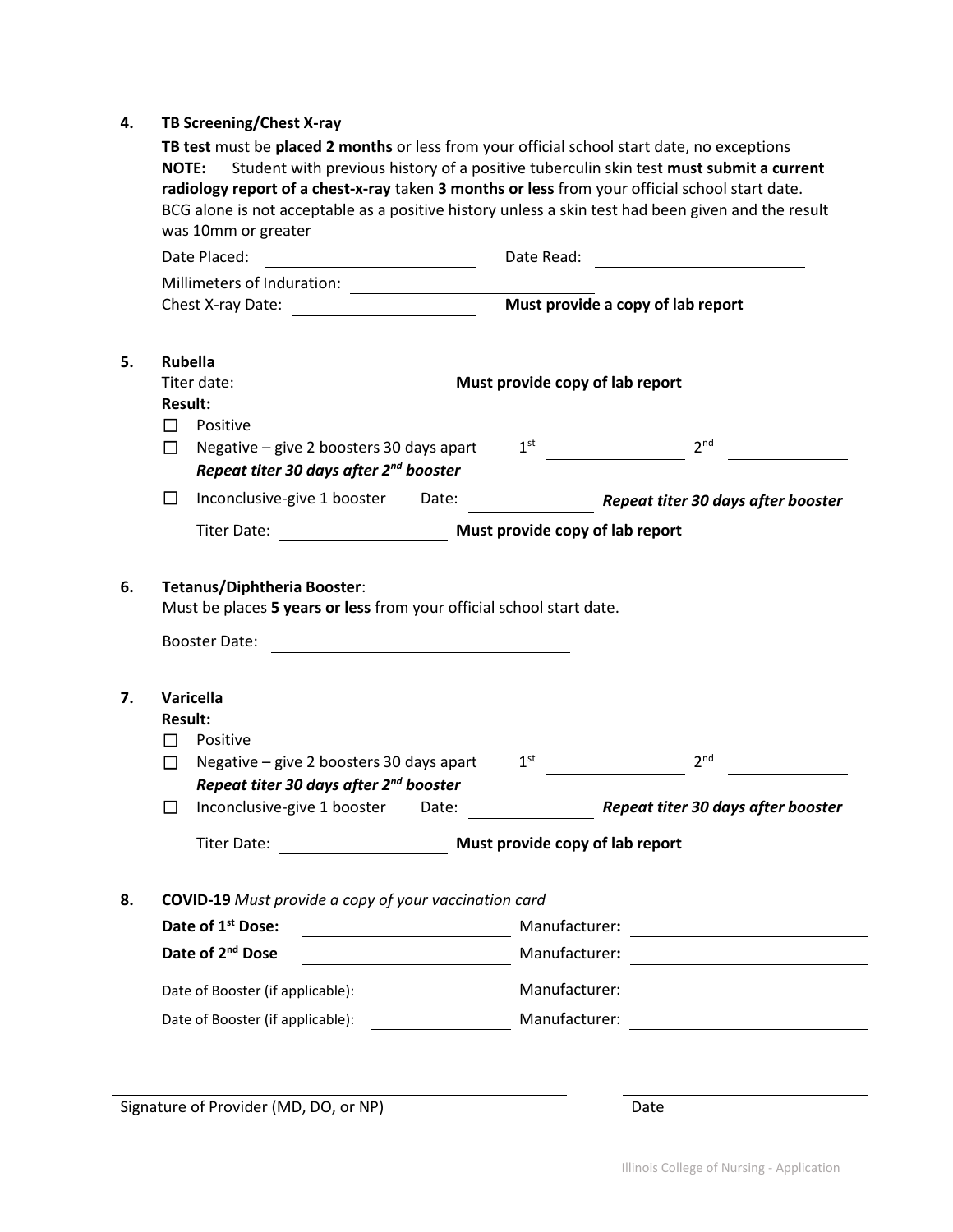**4. TB Screening/Chest X-ray**

**TB test** must be **placed 2 months** or less from your official school start date, no exceptions

**NOTE:** Student with previous history of a positive tuberculin skin test **must submit a current radiology report of a chest-x-ray** taken **3 months or less** from your official school start date. BCG alone is not acceptable as a positive history unless a skin test had been given and the result was 10mm or greater

Date Placed: ____________________ Date Read: ____________________

Millimeters of Induration: ____________________

Chest X-ray Date: ____________________ **Must provide a copy of lab report**

**5. Rubella**

Titer date: ____________________ **Must provide copy of lab report**

**Result:**

- ☐ Positive
- ☐ Negative – give 2 boosters 30 days apart 1st ____________ 2nd ____________
  ***Repeat titer 30 days after 2nd booster***
- ☐ Inconclusive-give 1 booster Date: ____________ ***Repeat titer 30 days after booster***

Titer Date: ____________________ **Must provide copy of lab report**

**6. Tetanus/Diphtheria Booster**:

Must be places **5 years or less** from your official school start date.

Booster Date: ____________________

**7. Varicella**

**Result:**

- ☐ Positive
- ☐ Negative – give 2 boosters 30 days apart 1st ____________ 2nd ____________
  ***Repeat titer 30 days after 2nd booster***
- ☐ Inconclusive-give 1 booster Date: ____________ ***Repeat titer 30 days after booster***

Titer Date: ____________________ **Must provide copy of lab report**

**8. COVID-19** *Must provide a copy of your vaccination card*

**Date of 1st Dose:** ____________________ Manufacturer**:** ____________________

**Date of 2nd Dose** ____________________ Manufacturer**:** ____________________

Date of Booster (if applicable): ____________________ Manufacturer: ____________________

Date of Booster (if applicable): ____________________ Manufacturer: ____________________

____________________________________ ____________________

Signature of Provider (MD, DO, or NP) Date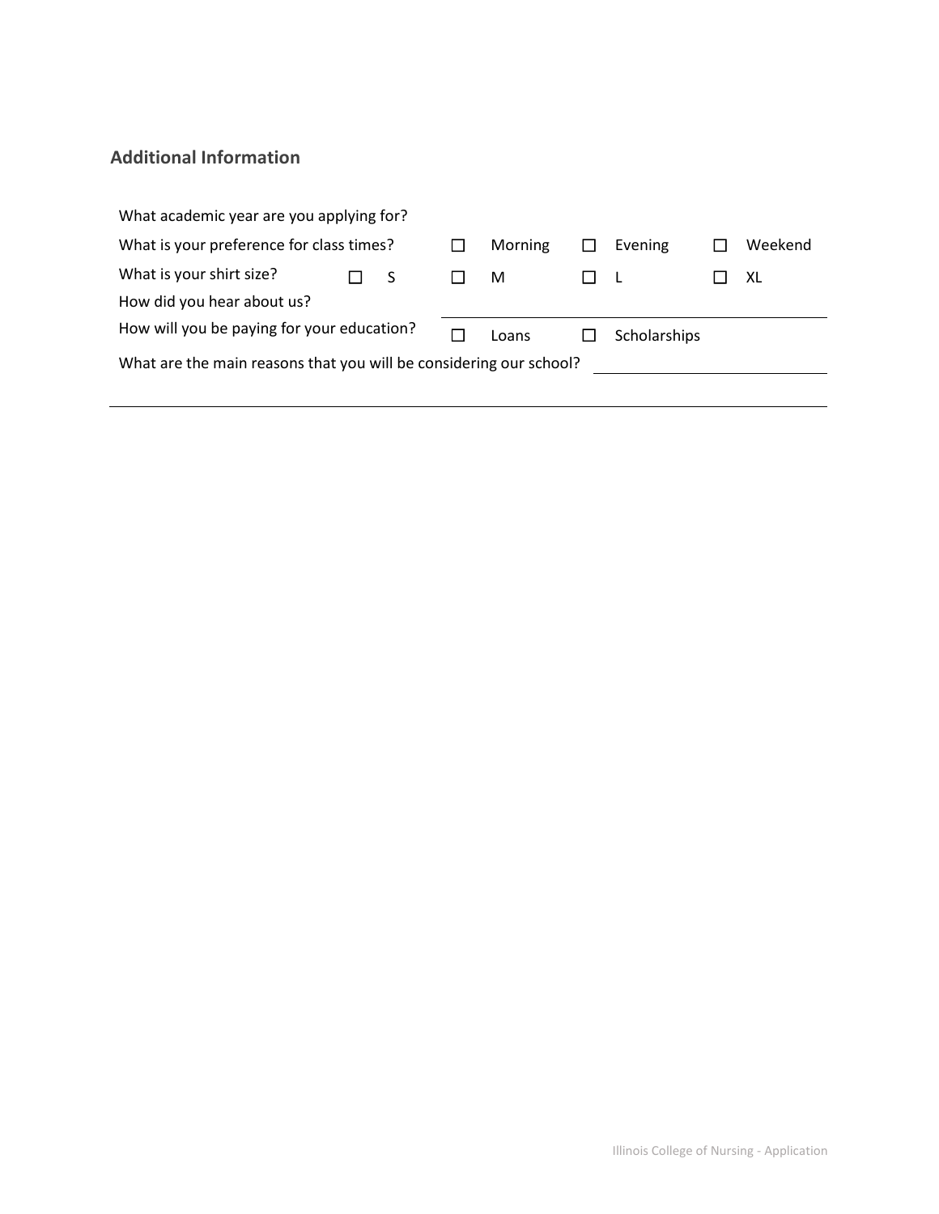## Additional Information

What academic year are you applying for?

What is your preference for class times? ☐ Morning ☐ Evening ☐ Weekend

What is your shirt size? ☐ S ☐ M ☐ L ☐ XL

How did you hear about us? \_\_\_\_\_\_\_\_\_\_\_\_\_\_\_\_\_\_\_\_

How will you be paying for your education? ☐ Loans ☐ Scholarships

What are the main reasons that you will be considering our school? \_\_\_\_\_\_\_\_\_\_\_\_\_\_\_\_\_\_\_\_

\_\_\_\_\_\_\_\_\_\_\_\_\_\_\_\_\_\_\_\_\_\_\_\_\_\_\_\_\_\_\_\_\_\_\_\_\_\_\_\_\_\_\_\_\_\_\_\_\_\_\_\_\_\_\_\_